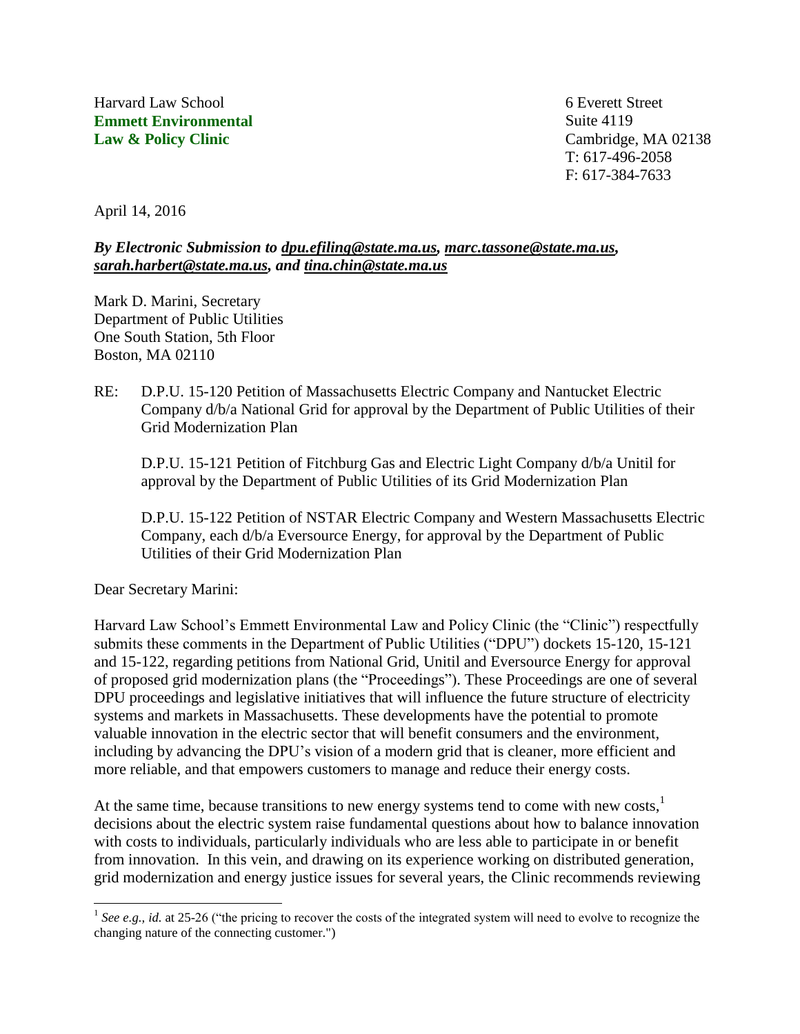Harvard Law School
**Emmett Environmental**
**Law & Policy Clinic**

6 Everett Street
Suite 4119
Cambridge, MA 02138
T: 617-496-2058
F: 617-384-7633

April 14, 2016

***By Electronic Submission to dpu.efiling@state.ma.us, marc.tassone@state.ma.us, sarah.harbert@state.ma.us, and tina.chin@state.ma.us***

Mark D. Marini, Secretary
Department of Public Utilities
One South Station, 5th Floor
Boston, MA 02110

RE: D.P.U. 15-120 Petition of Massachusetts Electric Company and Nantucket Electric Company d/b/a National Grid for approval by the Department of Public Utilities of their Grid Modernization Plan

D.P.U. 15-121 Petition of Fitchburg Gas and Electric Light Company d/b/a Unitil for approval by the Department of Public Utilities of its Grid Modernization Plan

D.P.U. 15-122 Petition of NSTAR Electric Company and Western Massachusetts Electric Company, each d/b/a Eversource Energy, for approval by the Department of Public Utilities of their Grid Modernization Plan

Dear Secretary Marini:

Harvard Law School's Emmett Environmental Law and Policy Clinic (the "Clinic") respectfully submits these comments in the Department of Public Utilities ("DPU") dockets 15-120, 15-121 and 15-122, regarding petitions from National Grid, Unitil and Eversource Energy for approval of proposed grid modernization plans (the "Proceedings"). These Proceedings are one of several DPU proceedings and legislative initiatives that will influence the future structure of electricity systems and markets in Massachusetts. These developments have the potential to promote valuable innovation in the electric sector that will benefit consumers and the environment, including by advancing the DPU's vision of a modern grid that is cleaner, more efficient and more reliable, and that empowers customers to manage and reduce their energy costs.

At the same time, because transitions to new energy systems tend to come with new costs,[1] decisions about the electric system raise fundamental questions about how to balance innovation with costs to individuals, particularly individuals who are less able to participate in or benefit from innovation. In this vein, and drawing on its experience working on distributed generation, grid modernization and energy justice issues for several years, the Clinic recommends reviewing

[1] *See e.g., id.* at 25-26 ("the pricing to recover the costs of the integrated system will need to evolve to recognize the changing nature of the connecting customer.")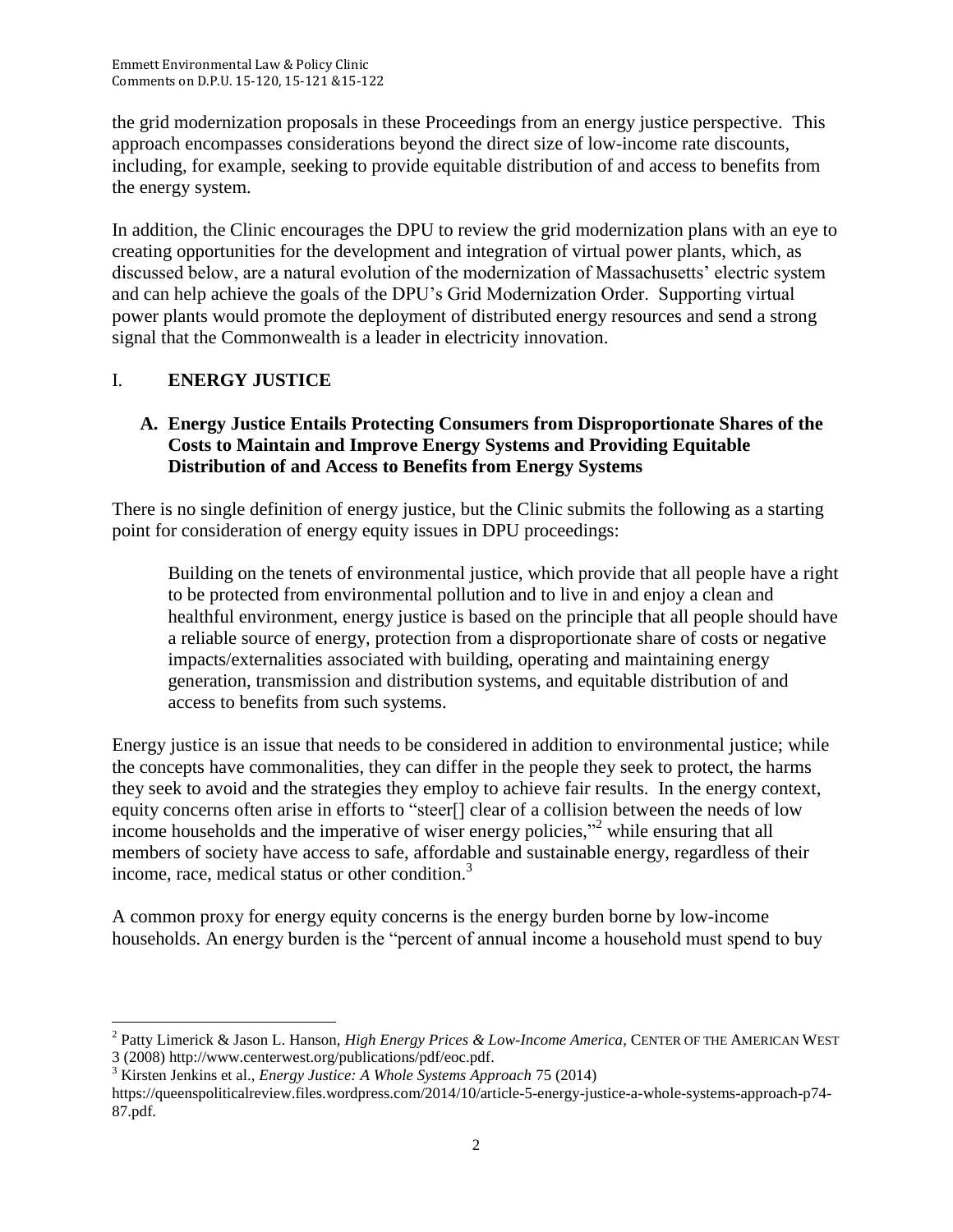the grid modernization proposals in these Proceedings from an energy justice perspective. This approach encompasses considerations beyond the direct size of low-income rate discounts, including, for example, seeking to provide equitable distribution of and access to benefits from the energy system.

In addition, the Clinic encourages the DPU to review the grid modernization plans with an eye to creating opportunities for the development and integration of virtual power plants, which, as discussed below, are a natural evolution of the modernization of Massachusetts' electric system and can help achieve the goals of the DPU's Grid Modernization Order. Supporting virtual power plants would promote the deployment of distributed energy resources and send a strong signal that the Commonwealth is a leader in electricity innovation.

# I. ENERGY JUSTICE

## A. Energy Justice Entails Protecting Consumers from Disproportionate Shares of the Costs to Maintain and Improve Energy Systems and Providing Equitable Distribution of and Access to Benefits from Energy Systems

There is no single definition of energy justice, but the Clinic submits the following as a starting point for consideration of energy equity issues in DPU proceedings:

> Building on the tenets of environmental justice, which provide that all people have a right to be protected from environmental pollution and to live in and enjoy a clean and healthful environment, energy justice is based on the principle that all people should have a reliable source of energy, protection from a disproportionate share of costs or negative impacts/externalities associated with building, operating and maintaining energy generation, transmission and distribution systems, and equitable distribution of and access to benefits from such systems.

Energy justice is an issue that needs to be considered in addition to environmental justice; while the concepts have commonalities, they can differ in the people they seek to protect, the harms they seek to avoid and the strategies they employ to achieve fair results. In the energy context, equity concerns often arise in efforts to "steer[] clear of a collision between the needs of low income households and the imperative of wiser energy policies,"[2] while ensuring that all members of society have access to safe, affordable and sustainable energy, regardless of their income, race, medical status or other condition.[3]

A common proxy for energy equity concerns is the energy burden borne by low-income households. An energy burden is the "percent of annual income a household must spend to buy

---

[2] Patty Limerick & Jason L. Hanson, *High Energy Prices & Low-Income America*, CENTER OF THE AMERICAN WEST 3 (2008) http://www.centerwest.org/publications/pdf/eoc.pdf.

[3] Kirsten Jenkins et al., *Energy Justice: A Whole Systems Approach* 75 (2014) https://queenspoliticalreview.files.wordpress.com/2014/10/article-5-energy-justice-a-whole-systems-approach-p74-87.pdf.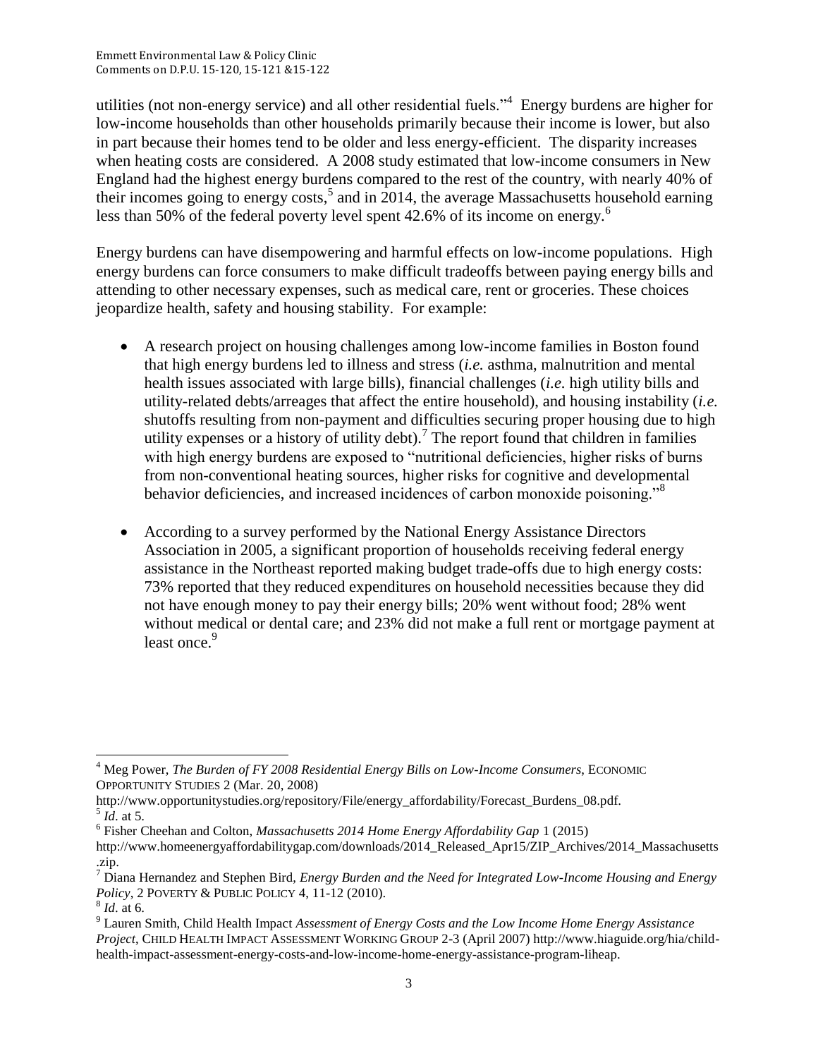utilities (not non-energy service) and all other residential fuels."[4] Energy burdens are higher for low-income households than other households primarily because their income is lower, but also in part because their homes tend to be older and less energy-efficient. The disparity increases when heating costs are considered. A 2008 study estimated that low-income consumers in New England had the highest energy burdens compared to the rest of the country, with nearly 40% of their incomes going to energy costs,[5] and in 2014, the average Massachusetts household earning less than 50% of the federal poverty level spent 42.6% of its income on energy.[6]

Energy burdens can have disempowering and harmful effects on low-income populations. High energy burdens can force consumers to make difficult tradeoffs between paying energy bills and attending to other necessary expenses, such as medical care, rent or groceries. These choices jeopardize health, safety and housing stability. For example:

- A research project on housing challenges among low-income families in Boston found that high energy burdens led to illness and stress (*i.e.* asthma, malnutrition and mental health issues associated with large bills), financial challenges (*i.e.* high utility bills and utility-related debts/arreages that affect the entire household), and housing instability (*i.e.* shutoffs resulting from non-payment and difficulties securing proper housing due to high utility expenses or a history of utility debt).[7] The report found that children in families with high energy burdens are exposed to "nutritional deficiencies, higher risks of burns from non-conventional heating sources, higher risks for cognitive and developmental behavior deficiencies, and increased incidences of carbon monoxide poisoning."[8]

- According to a survey performed by the National Energy Assistance Directors Association in 2005, a significant proportion of households receiving federal energy assistance in the Northeast reported making budget trade-offs due to high energy costs: 73% reported that they reduced expenditures on household necessities because they did not have enough money to pay their energy bills; 20% went without food; 28% went without medical or dental care; and 23% did not make a full rent or mortgage payment at least once.[9]

---

[4] Meg Power, *The Burden of FY 2008 Residential Energy Bills on Low-Income Consumers*, ECONOMIC OPPORTUNITY STUDIES 2 (Mar. 20, 2008) http://www.opportunitystudies.org/repository/File/energy_affordability/Forecast_Burdens_08.pdf.

[5] *Id*. at 5.

[6] Fisher Cheehan and Colton, *Massachusetts 2014 Home Energy Affordability Gap* 1 (2015) http://www.homeenergyaffordabilitygap.com/downloads/2014_Released_Apr15/ZIP_Archives/2014_Massachusetts.zip.

[7] Diana Hernandez and Stephen Bird, *Energy Burden and the Need for Integrated Low-Income Housing and Energy Policy*, 2 POVERTY & PUBLIC POLICY 4, 11-12 (2010).

[8] *Id*. at 6.

[9] Lauren Smith, Child Health Impact *Assessment of Energy Costs and the Low Income Home Energy Assistance Project*, CHILD HEALTH IMPACT ASSESSMENT WORKING GROUP 2-3 (April 2007) http://www.hiaguide.org/hia/child-health-impact-assessment-energy-costs-and-low-income-home-energy-assistance-program-liheap.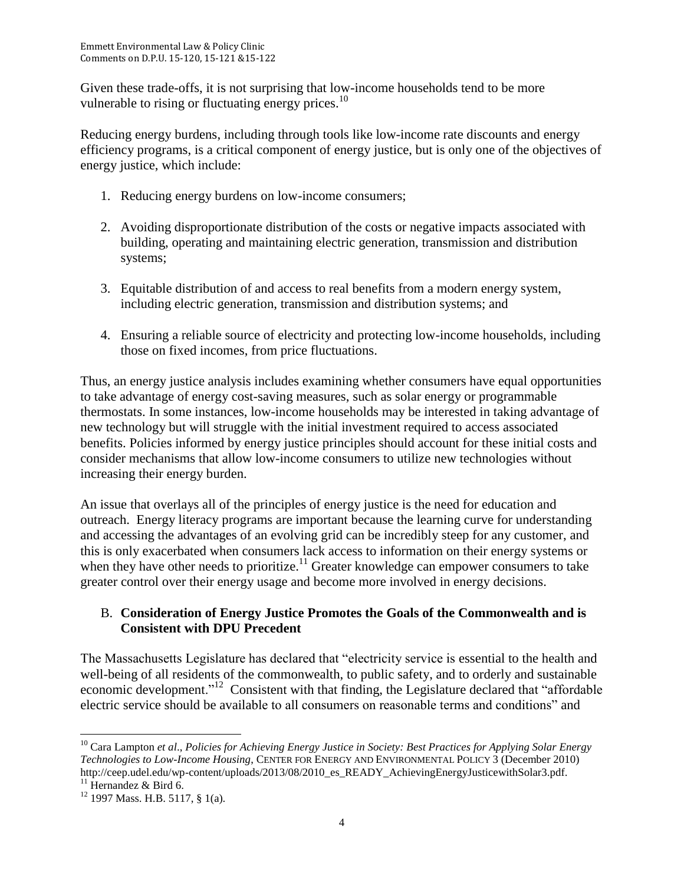Given these trade-offs, it is not surprising that low-income households tend to be more vulnerable to rising or fluctuating energy prices.[10]

Reducing energy burdens, including through tools like low-income rate discounts and energy efficiency programs, is a critical component of energy justice, but is only one of the objectives of energy justice, which include:

1. Reducing energy burdens on low-income consumers;

2. Avoiding disproportionate distribution of the costs or negative impacts associated with building, operating and maintaining electric generation, transmission and distribution systems;

3. Equitable distribution of and access to real benefits from a modern energy system, including electric generation, transmission and distribution systems; and

4. Ensuring a reliable source of electricity and protecting low-income households, including those on fixed incomes, from price fluctuations.

Thus, an energy justice analysis includes examining whether consumers have equal opportunities to take advantage of energy cost-saving measures, such as solar energy or programmable thermostats. In some instances, low-income households may be interested in taking advantage of new technology but will struggle with the initial investment required to access associated benefits. Policies informed by energy justice principles should account for these initial costs and consider mechanisms that allow low-income consumers to utilize new technologies without increasing their energy burden.

An issue that overlays all of the principles of energy justice is the need for education and outreach. Energy literacy programs are important because the learning curve for understanding and accessing the advantages of an evolving grid can be incredibly steep for any customer, and this is only exacerbated when consumers lack access to information on their energy systems or when they have other needs to prioritize.[11] Greater knowledge can empower consumers to take greater control over their energy usage and become more involved in energy decisions.

### B. **Consideration of Energy Justice Promotes the Goals of the Commonwealth and is Consistent with DPU Precedent**

The Massachusetts Legislature has declared that "electricity service is essential to the health and well-being of all residents of the commonwealth, to public safety, and to orderly and sustainable economic development."[12] Consistent with that finding, the Legislature declared that "affordable electric service should be available to all consumers on reasonable terms and conditions" and

---

[10] Cara Lampton *et al*., *Policies for Achieving Energy Justice in Society: Best Practices for Applying Solar Energy Technologies to Low-Income Housing*, CENTER FOR ENERGY AND ENVIRONMENTAL POLICY 3 (December 2010) http://ceep.udel.edu/wp-content/uploads/2013/08/2010_es_READY_AchievingEnergyJusticewithSolar3.pdf.

[11] Hernandez & Bird 6.

[12] 1997 Mass. H.B. 5117, § 1(a).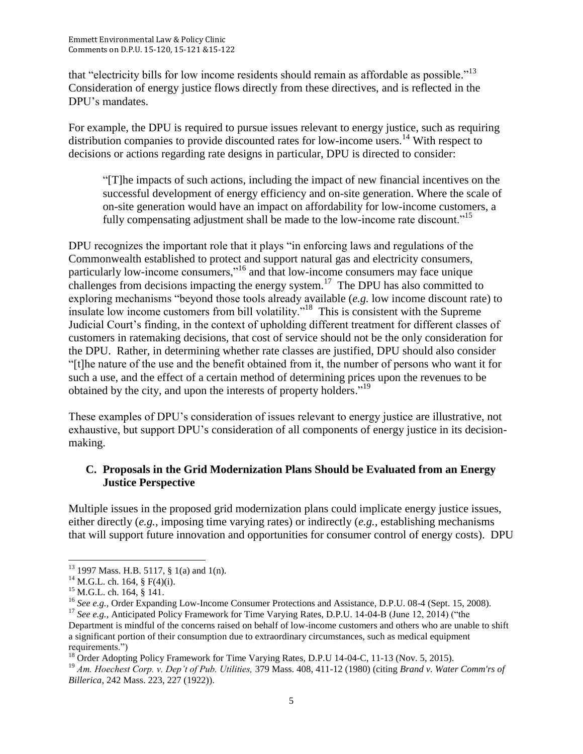that "electricity bills for low income residents should remain as affordable as possible."[13] Consideration of energy justice flows directly from these directives, and is reflected in the DPU's mandates.

For example, the DPU is required to pursue issues relevant to energy justice, such as requiring distribution companies to provide discounted rates for low-income users.[14] With respect to decisions or actions regarding rate designs in particular, DPU is directed to consider:

> "[T]he impacts of such actions, including the impact of new financial incentives on the successful development of energy efficiency and on-site generation. Where the scale of on-site generation would have an impact on affordability for low-income customers, a fully compensating adjustment shall be made to the low-income rate discount."[15]

DPU recognizes the important role that it plays "in enforcing laws and regulations of the Commonwealth established to protect and support natural gas and electricity consumers, particularly low-income consumers,"[16] and that low-income consumers may face unique challenges from decisions impacting the energy system.[17] The DPU has also committed to exploring mechanisms "beyond those tools already available (*e.g.* low income discount rate) to insulate low income customers from bill volatility."[18] This is consistent with the Supreme Judicial Court's finding, in the context of upholding different treatment for different classes of customers in ratemaking decisions, that cost of service should not be the only consideration for the DPU. Rather, in determining whether rate classes are justified, DPU should also consider "[t]he nature of the use and the benefit obtained from it, the number of persons who want it for such a use, and the effect of a certain method of determining prices upon the revenues to be obtained by the city, and upon the interests of property holders."[19]

These examples of DPU's consideration of issues relevant to energy justice are illustrative, not exhaustive, but support DPU's consideration of all components of energy justice in its decision-making.

### C. Proposals in the Grid Modernization Plans Should be Evaluated from an Energy Justice Perspective

Multiple issues in the proposed grid modernization plans could implicate energy justice issues, either directly (*e.g.,* imposing time varying rates) or indirectly (*e.g.,* establishing mechanisms that will support future innovation and opportunities for consumer control of energy costs). DPU

---

[13] 1997 Mass. H.B. 5117, § 1(a) and 1(n).

[14] M.G.L. ch. 164, § F(4)(i).

[15] M.G.L. ch. 164, § 141.

[16] *See e.g.,* Order Expanding Low-Income Consumer Protections and Assistance, D.P.U. 08-4 (Sept. 15, 2008).

[17] *See e.g.,* Anticipated Policy Framework for Time Varying Rates, D.P.U. 14-04-B (June 12, 2014) ("the Department is mindful of the concerns raised on behalf of low-income customers and others who are unable to shift a significant portion of their consumption due to extraordinary circumstances, such as medical equipment requirements.")

[18] Order Adopting Policy Framework for Time Varying Rates, D.P.U 14-04-C, 11-13 (Nov. 5, 2015).

[19] *Am. Hoechest Corp. v. Dep't of Pub. Utilities,* 379 Mass. 408, 411-12 (1980) (citing *Brand v. Water Comm'rs of Billerica*, 242 Mass. 223, 227 (1922)).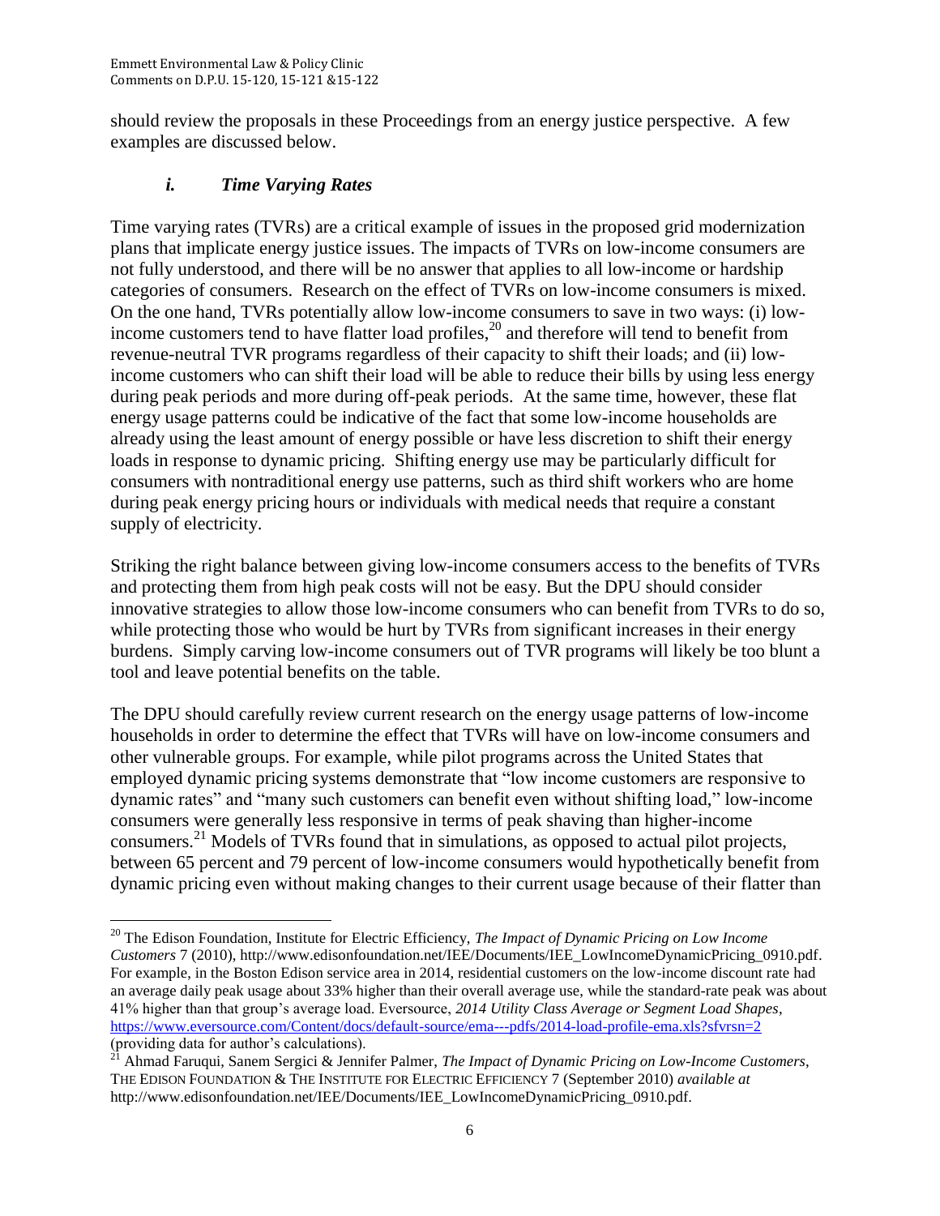should review the proposals in these Proceedings from an energy justice perspective. A few examples are discussed below.

### *i. Time Varying Rates*

Time varying rates (TVRs) are a critical example of issues in the proposed grid modernization plans that implicate energy justice issues. The impacts of TVRs on low-income consumers are not fully understood, and there will be no answer that applies to all low-income or hardship categories of consumers. Research on the effect of TVRs on low-income consumers is mixed. On the one hand, TVRs potentially allow low-income consumers to save in two ways: (i) low-income customers tend to have flatter load profiles,[20] and therefore will tend to benefit from revenue-neutral TVR programs regardless of their capacity to shift their loads; and (ii) low-income customers who can shift their load will be able to reduce their bills by using less energy during peak periods and more during off-peak periods. At the same time, however, these flat energy usage patterns could be indicative of the fact that some low-income households are already using the least amount of energy possible or have less discretion to shift their energy loads in response to dynamic pricing. Shifting energy use may be particularly difficult for consumers with nontraditional energy use patterns, such as third shift workers who are home during peak energy pricing hours or individuals with medical needs that require a constant supply of electricity.

Striking the right balance between giving low-income consumers access to the benefits of TVRs and protecting them from high peak costs will not be easy. But the DPU should consider innovative strategies to allow those low-income consumers who can benefit from TVRs to do so, while protecting those who would be hurt by TVRs from significant increases in their energy burdens. Simply carving low-income consumers out of TVR programs will likely be too blunt a tool and leave potential benefits on the table.

The DPU should carefully review current research on the energy usage patterns of low-income households in order to determine the effect that TVRs will have on low-income consumers and other vulnerable groups. For example, while pilot programs across the United States that employed dynamic pricing systems demonstrate that "low income customers are responsive to dynamic rates" and "many such customers can benefit even without shifting load," low-income consumers were generally less responsive in terms of peak shaving than higher-income consumers.[21] Models of TVRs found that in simulations, as opposed to actual pilot projects, between 65 percent and 79 percent of low-income consumers would hypothetically benefit from dynamic pricing even without making changes to their current usage because of their flatter than

---

[20] The Edison Foundation, Institute for Electric Efficiency, *The Impact of Dynamic Pricing on Low Income Customers* 7 (2010), http://www.edisonfoundation.net/IEE/Documents/IEE_LowIncomeDynamicPricing_0910.pdf. For example, in the Boston Edison service area in 2014, residential customers on the low-income discount rate had an average daily peak usage about 33% higher than their overall average use, while the standard-rate peak was about 41% higher than that group's average load. Eversource, *2014 Utility Class Average or Segment Load Shapes*, https://www.eversource.com/Content/docs/default-source/ema---pdfs/2014-load-profile-ema.xls?sfvrsn=2 (providing data for author's calculations).

[21] Ahmad Faruqui, Sanem Sergici & Jennifer Palmer, *The Impact of Dynamic Pricing on Low-Income Customers*, THE EDISON FOUNDATION & THE INSTITUTE FOR ELECTRIC EFFICIENCY 7 (September 2010) *available at* http://www.edisonfoundation.net/IEE/Documents/IEE_LowIncomeDynamicPricing_0910.pdf.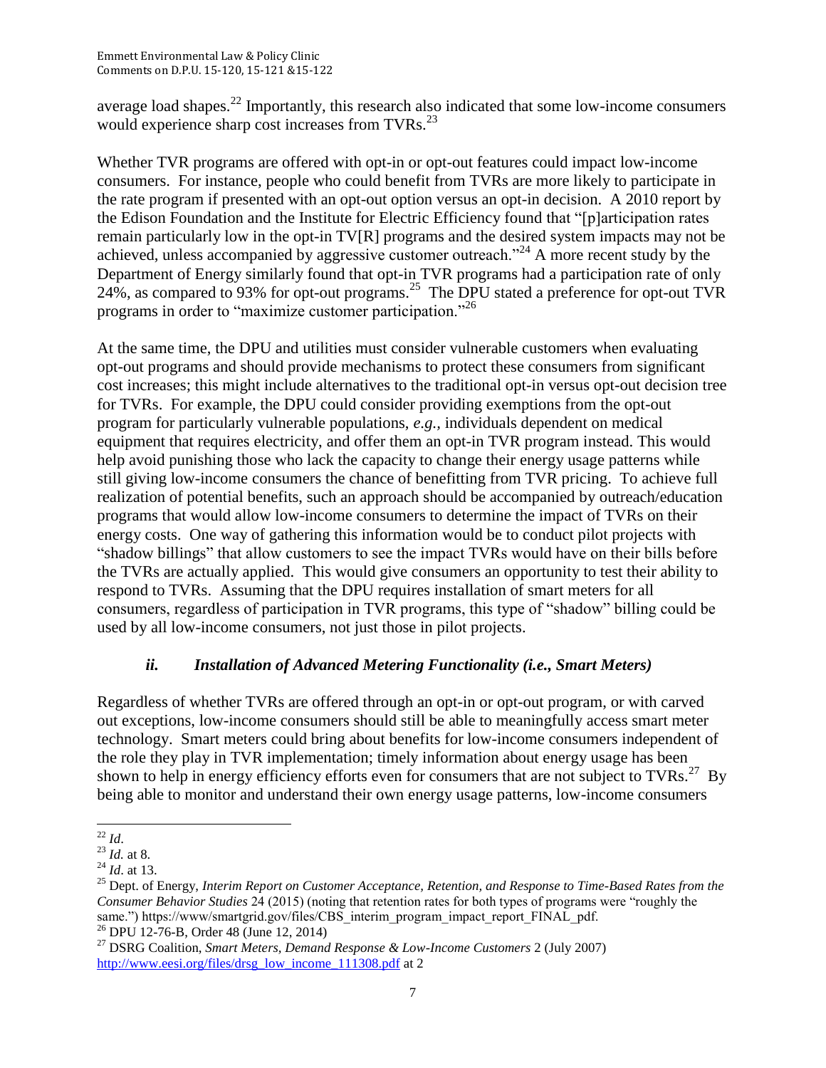average load shapes.[22] Importantly, this research also indicated that some low-income consumers would experience sharp cost increases from TVRs.[23]

Whether TVR programs are offered with opt-in or opt-out features could impact low-income consumers. For instance, people who could benefit from TVRs are more likely to participate in the rate program if presented with an opt-out option versus an opt-in decision. A 2010 report by the Edison Foundation and the Institute for Electric Efficiency found that "[p]articipation rates remain particularly low in the opt-in TV[R] programs and the desired system impacts may not be achieved, unless accompanied by aggressive customer outreach."[24] A more recent study by the Department of Energy similarly found that opt-in TVR programs had a participation rate of only 24%, as compared to 93% for opt-out programs.[25] The DPU stated a preference for opt-out TVR programs in order to "maximize customer participation."[26]

At the same time, the DPU and utilities must consider vulnerable customers when evaluating opt-out programs and should provide mechanisms to protect these consumers from significant cost increases; this might include alternatives to the traditional opt-in versus opt-out decision tree for TVRs. For example, the DPU could consider providing exemptions from the opt-out program for particularly vulnerable populations, *e.g.*, individuals dependent on medical equipment that requires electricity, and offer them an opt-in TVR program instead. This would help avoid punishing those who lack the capacity to change their energy usage patterns while still giving low-income consumers the chance of benefitting from TVR pricing. To achieve full realization of potential benefits, such an approach should be accompanied by outreach/education programs that would allow low-income consumers to determine the impact of TVRs on their energy costs. One way of gathering this information would be to conduct pilot projects with "shadow billings" that allow customers to see the impact TVRs would have on their bills before the TVRs are actually applied. This would give consumers an opportunity to test their ability to respond to TVRs. Assuming that the DPU requires installation of smart meters for all consumers, regardless of participation in TVR programs, this type of "shadow" billing could be used by all low-income consumers, not just those in pilot projects.

### *ii. Installation of Advanced Metering Functionality (i.e., Smart Meters)*

Regardless of whether TVRs are offered through an opt-in or opt-out program, or with carved out exceptions, low-income consumers should still be able to meaningfully access smart meter technology. Smart meters could bring about benefits for low-income consumers independent of the role they play in TVR implementation; timely information about energy usage has been shown to help in energy efficiency efforts even for consumers that are not subject to TVRs.[27] By being able to monitor and understand their own energy usage patterns, low-income consumers

---

[22] *Id*.

[23] *Id.* at 8.

[24] *Id*. at 13.

[25] Dept. of Energy, *Interim Report on Customer Acceptance, Retention, and Response to Time-Based Rates from the Consumer Behavior Studies* 24 (2015) (noting that retention rates for both types of programs were "roughly the same.") https://www/smartgrid.gov/files/CBS_interim_program_impact_report_FINAL_pdf.

[26] DPU 12-76-B, Order 48 (June 12, 2014)

[27] DSRG Coalition, *Smart Meters, Demand Response & Low-Income Customers* 2 (July 2007) http://www.eesi.org/files/drsg_low_income_111308.pdf at 2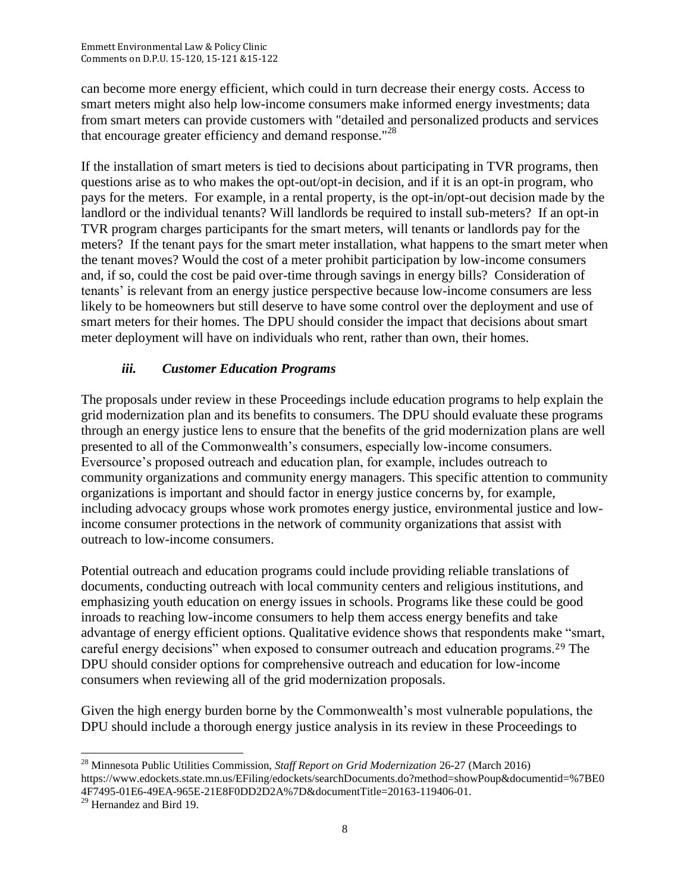can become more energy efficient, which could in turn decrease their energy costs. Access to smart meters might also help low-income consumers make informed energy investments; data from smart meters can provide customers with "detailed and personalized products and services that encourage greater efficiency and demand response."[28]

If the installation of smart meters is tied to decisions about participating in TVR programs, then questions arise as to who makes the opt-out/opt-in decision, and if it is an opt-in program, who pays for the meters. For example, in a rental property, is the opt-in/opt-out decision made by the landlord or the individual tenants? Will landlords be required to install sub-meters? If an opt-in TVR program charges participants for the smart meters, will tenants or landlords pay for the meters? If the tenant pays for the smart meter installation, what happens to the smart meter when the tenant moves? Would the cost of a meter prohibit participation by low-income consumers and, if so, could the cost be paid over-time through savings in energy bills? Consideration of tenants' is relevant from an energy justice perspective because low-income consumers are less likely to be homeowners but still deserve to have some control over the deployment and use of smart meters for their homes. The DPU should consider the impact that decisions about smart meter deployment will have on individuals who rent, rather than own, their homes.

### *iii. Customer Education Programs*

The proposals under review in these Proceedings include education programs to help explain the grid modernization plan and its benefits to consumers. The DPU should evaluate these programs through an energy justice lens to ensure that the benefits of the grid modernization plans are well presented to all of the Commonwealth's consumers, especially low-income consumers. Eversource's proposed outreach and education plan, for example, includes outreach to community organizations and community energy managers. This specific attention to community organizations is important and should factor in energy justice concerns by, for example, including advocacy groups whose work promotes energy justice, environmental justice and low-income consumer protections in the network of community organizations that assist with outreach to low-income consumers.

Potential outreach and education programs could include providing reliable translations of documents, conducting outreach with local community centers and religious institutions, and emphasizing youth education on energy issues in schools. Programs like these could be good inroads to reaching low-income consumers to help them access energy benefits and take advantage of energy efficient options. Qualitative evidence shows that respondents make "smart, careful energy decisions" when exposed to consumer outreach and education programs.[29] The DPU should consider options for comprehensive outreach and education for low-income consumers when reviewing all of the grid modernization proposals.

Given the high energy burden borne by the Commonwealth's most vulnerable populations, the DPU should include a thorough energy justice analysis in its review in these Proceedings to

---

[28] Minnesota Public Utilities Commission, *Staff Report on Grid Modernization* 26-27 (March 2016) https://www.edockets.state.mn.us/EFiling/edockets/searchDocuments.do?method=showPoup&documentid=%7BE04F7495-01E6-49EA-965E-21E8F0DD2D2A%7D&documentTitle=20163-119406-01.

[29] Hernandez and Bird 19.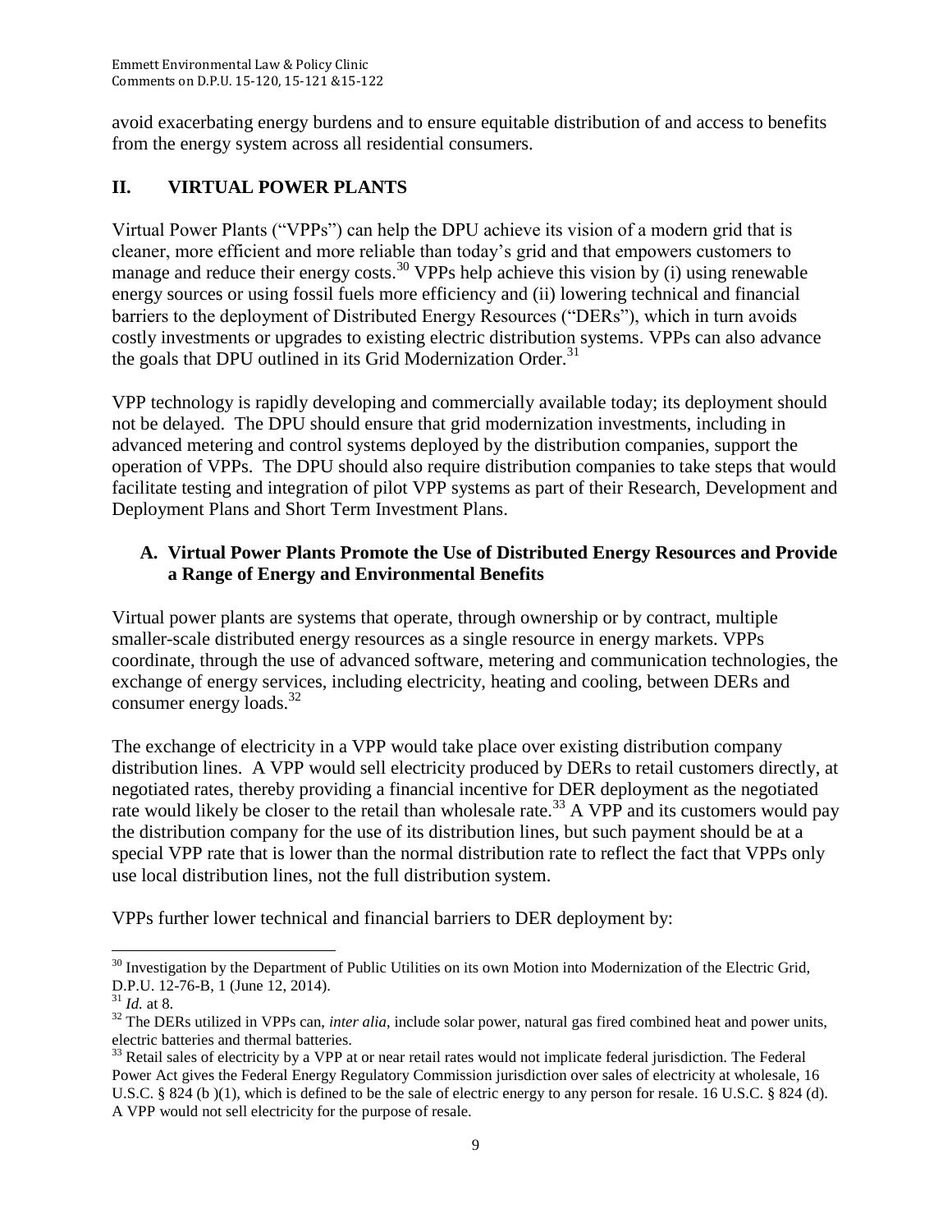avoid exacerbating energy burdens and to ensure equitable distribution of and access to benefits from the energy system across all residential consumers.

## II. VIRTUAL POWER PLANTS

Virtual Power Plants ("VPPs") can help the DPU achieve its vision of a modern grid that is cleaner, more efficient and more reliable than today's grid and that empowers customers to manage and reduce their energy costs.[30] VPPs help achieve this vision by (i) using renewable energy sources or using fossil fuels more efficiency and (ii) lowering technical and financial barriers to the deployment of Distributed Energy Resources ("DERs"), which in turn avoids costly investments or upgrades to existing electric distribution systems. VPPs can also advance the goals that DPU outlined in its Grid Modernization Order.[31]

VPP technology is rapidly developing and commercially available today; its deployment should not be delayed. The DPU should ensure that grid modernization investments, including in advanced metering and control systems deployed by the distribution companies, support the operation of VPPs. The DPU should also require distribution companies to take steps that would facilitate testing and integration of pilot VPP systems as part of their Research, Development and Deployment Plans and Short Term Investment Plans.

### A. Virtual Power Plants Promote the Use of Distributed Energy Resources and Provide a Range of Energy and Environmental Benefits

Virtual power plants are systems that operate, through ownership or by contract, multiple smaller-scale distributed energy resources as a single resource in energy markets. VPPs coordinate, through the use of advanced software, metering and communication technologies, the exchange of energy services, including electricity, heating and cooling, between DERs and consumer energy loads.[32]

The exchange of electricity in a VPP would take place over existing distribution company distribution lines. A VPP would sell electricity produced by DERs to retail customers directly, at negotiated rates, thereby providing a financial incentive for DER deployment as the negotiated rate would likely be closer to the retail than wholesale rate.[33] A VPP and its customers would pay the distribution company for the use of its distribution lines, but such payment should be at a special VPP rate that is lower than the normal distribution rate to reflect the fact that VPPs only use local distribution lines, not the full distribution system.

VPPs further lower technical and financial barriers to DER deployment by:

---

[30] Investigation by the Department of Public Utilities on its own Motion into Modernization of the Electric Grid, D.P.U. 12-76-B, 1 (June 12, 2014).

[31] *Id.* at 8.

[32] The DERs utilized in VPPs can, *inter alia*, include solar power, natural gas fired combined heat and power units, electric batteries and thermal batteries.

[33] Retail sales of electricity by a VPP at or near retail rates would not implicate federal jurisdiction. The Federal Power Act gives the Federal Energy Regulatory Commission jurisdiction over sales of electricity at wholesale, 16 U.S.C. § 824 (b )(1), which is defined to be the sale of electric energy to any person for resale. 16 U.S.C. § 824 (d). A VPP would not sell electricity for the purpose of resale.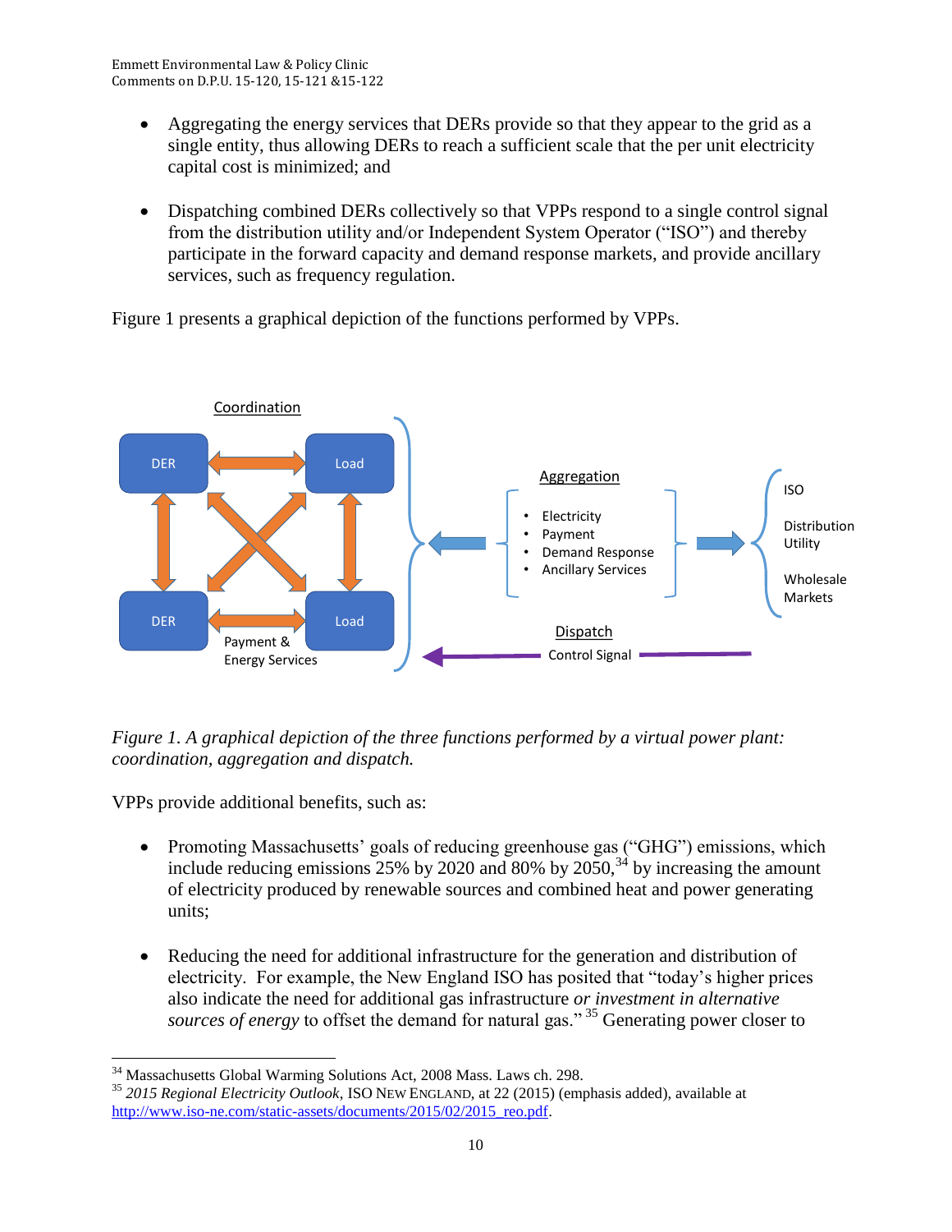- Aggregating the energy services that DERs provide so that they appear to the grid as a single entity, thus allowing DERs to reach a sufficient scale that the per unit electricity capital cost is minimized; and

- Dispatching combined DERs collectively so that VPPs respond to a single control signal from the distribution utility and/or Independent System Operator ("ISO") and thereby participate in the forward capacity and demand response markets, and provide ancillary services, such as frequency regulation.

Figure 1 presents a graphical depiction of the functions performed by VPPs.

*Figure 1. A graphical depiction of the three functions performed by a virtual power plant: coordination, aggregation and dispatch.*

VPPs provide additional benefits, such as:

- Promoting Massachusetts' goals of reducing greenhouse gas ("GHG") emissions, which include reducing emissions 25% by 2020 and 80% by 2050,[34] by increasing the amount of electricity produced by renewable sources and combined heat and power generating units;

- Reducing the need for additional infrastructure for the generation and distribution of electricity. For example, the New England ISO has posited that "today's higher prices also indicate the need for additional gas infrastructure *or investment in alternative sources of energy* to offset the demand for natural gas."[35] Generating power closer to

---

[34] Massachusetts Global Warming Solutions Act, 2008 Mass. Laws ch. 298.

[35] *2015 Regional Electricity Outlook*, ISO NEW ENGLAND, at 22 (2015) (emphasis added), available at http://www.iso-ne.com/static-assets/documents/2015/02/2015_reo.pdf.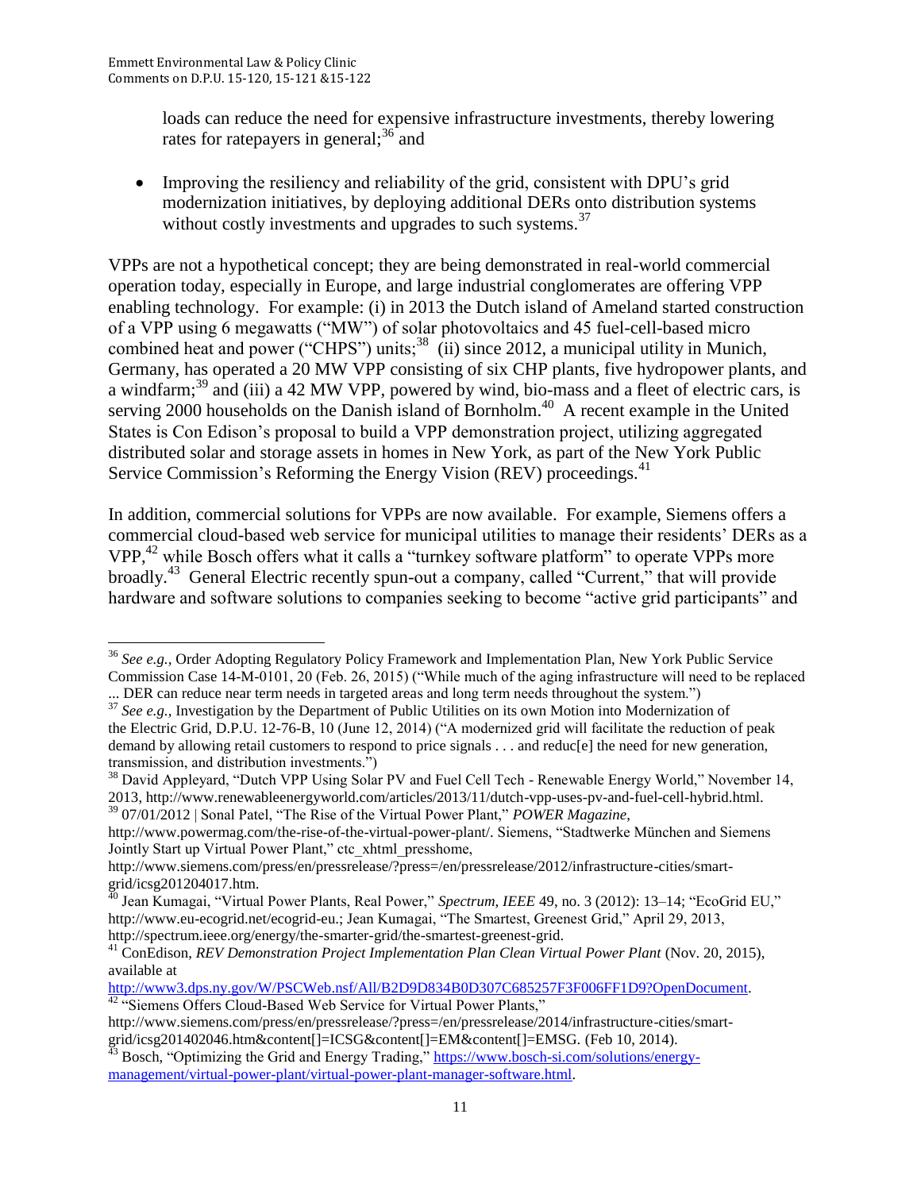loads can reduce the need for expensive infrastructure investments, thereby lowering rates for ratepayers in general;[36] and

- Improving the resiliency and reliability of the grid, consistent with DPU's grid modernization initiatives, by deploying additional DERs onto distribution systems without costly investments and upgrades to such systems.[37]

VPPs are not a hypothetical concept; they are being demonstrated in real-world commercial operation today, especially in Europe, and large industrial conglomerates are offering VPP enabling technology. For example: (i) in 2013 the Dutch island of Ameland started construction of a VPP using 6 megawatts ("MW") of solar photovoltaics and 45 fuel-cell-based micro combined heat and power ("CHPS") units;[38] (ii) since 2012, a municipal utility in Munich, Germany, has operated a 20 MW VPP consisting of six CHP plants, five hydropower plants, and a windfarm;[39] and (iii) a 42 MW VPP, powered by wind, bio-mass and a fleet of electric cars, is serving 2000 households on the Danish island of Bornholm.[40] A recent example in the United States is Con Edison's proposal to build a VPP demonstration project, utilizing aggregated distributed solar and storage assets in homes in New York, as part of the New York Public Service Commission's Reforming the Energy Vision (REV) proceedings.[41]

In addition, commercial solutions for VPPs are now available. For example, Siemens offers a commercial cloud-based web service for municipal utilities to manage their residents' DERs as a VPP,[42] while Bosch offers what it calls a "turnkey software platform" to operate VPPs more broadly.[43] General Electric recently spun-out a company, called "Current," that will provide hardware and software solutions to companies seeking to become "active grid participants" and

---

[36] *See e.g.,* Order Adopting Regulatory Policy Framework and Implementation Plan, New York Public Service Commission Case 14-M-0101, 20 (Feb. 26, 2015) ("While much of the aging infrastructure will need to be replaced ... DER can reduce near term needs in targeted areas and long term needs throughout the system.")

[37] *See e.g.,* Investigation by the Department of Public Utilities on its own Motion into Modernization of the Electric Grid, D.P.U. 12-76-B, 10 (June 12, 2014) ("A modernized grid will facilitate the reduction of peak demand by allowing retail customers to respond to price signals . . . and reduc[e] the need for new generation, transmission, and distribution investments.")

[38] David Appleyard, "Dutch VPP Using Solar PV and Fuel Cell Tech - Renewable Energy World," November 14, 2013, http://www.renewableenergyworld.com/articles/2013/11/dutch-vpp-uses-pv-and-fuel-cell-hybrid.html.

[39] 07/01/2012 | Sonal Patel, "The Rise of the Virtual Power Plant," *POWER Magazine*, http://www.powermag.com/the-rise-of-the-virtual-power-plant/. Siemens, "Stadtwerke München and Siemens Jointly Start up Virtual Power Plant," ctc_xhtml_presshome, http://www.siemens.com/press/en/pressrelease/?press=/en/pressrelease/2012/infrastructure-cities/smart-grid/icsg201204017.htm.

[40] Jean Kumagai, "Virtual Power Plants, Real Power," *Spectrum, IEEE* 49, no. 3 (2012): 13–14; "EcoGrid EU," http://www.eu-ecogrid.net/ecogrid-eu.; Jean Kumagai, "The Smartest, Greenest Grid," April 29, 2013, http://spectrum.ieee.org/energy/the-smarter-grid/the-smartest-greenest-grid.

[41] ConEdison, *REV Demonstration Project Implementation Plan Clean Virtual Power Plant* (Nov. 20, 2015), available at http://www3.dps.ny.gov/W/PSCWeb.nsf/All/B2D9D834B0D307C685257F3F006FF1D9?OpenDocument.

[42] "Siemens Offers Cloud-Based Web Service for Virtual Power Plants," http://www.siemens.com/press/en/pressrelease/?press=/en/pressrelease/2014/infrastructure-cities/smart-grid/icsg201402046.htm&content[]=ICSG&content[]=EM&content[]=EMSG. (Feb 10, 2014).

[43] Bosch, "Optimizing the Grid and Energy Trading," https://www.bosch-si.com/solutions/energy-management/virtual-power-plant/virtual-power-plant-manager-software.html.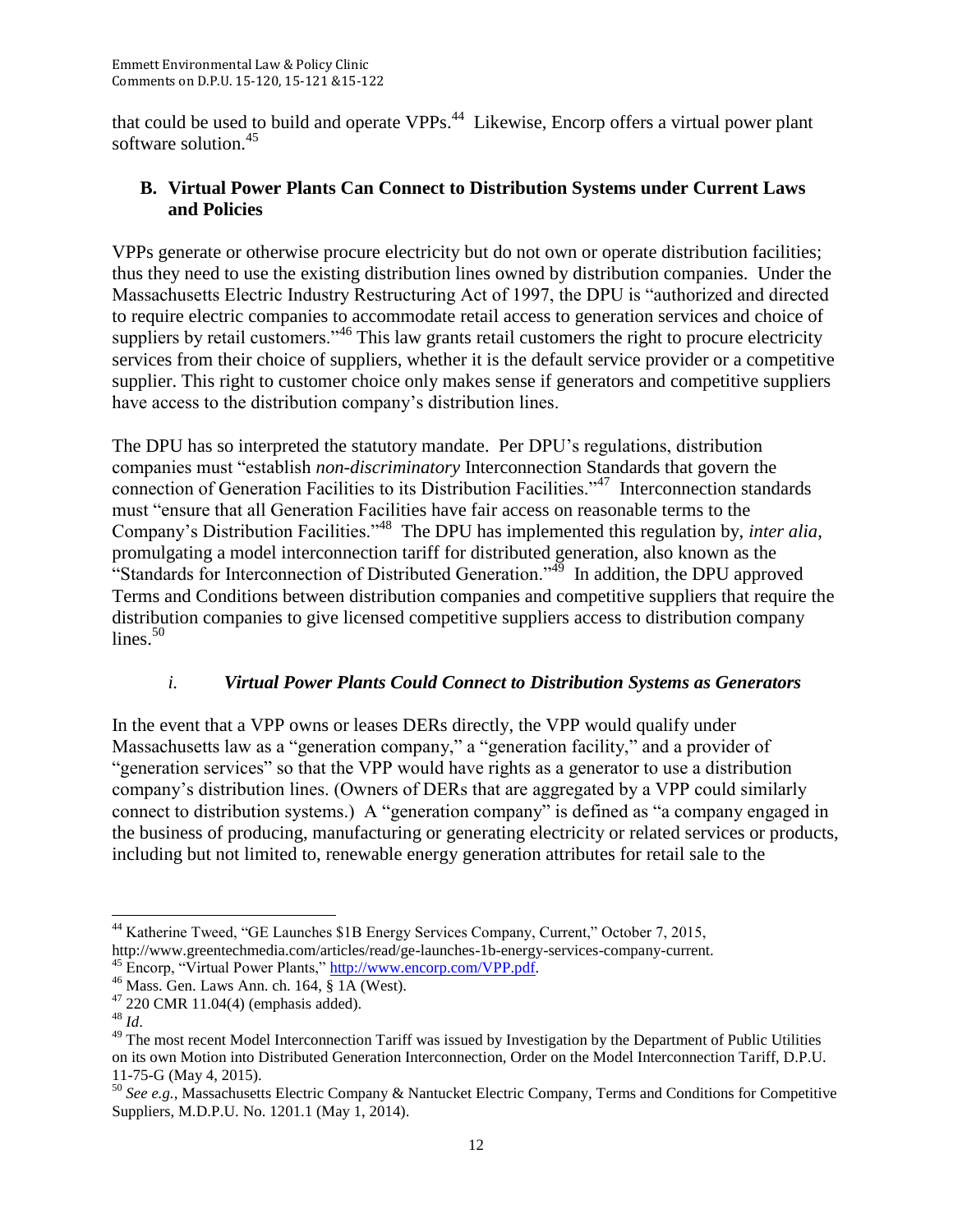that could be used to build and operate VPPs.[44] Likewise, Encorp offers a virtual power plant software solution.[45]

## B. Virtual Power Plants Can Connect to Distribution Systems under Current Laws and Policies

VPPs generate or otherwise procure electricity but do not own or operate distribution facilities; thus they need to use the existing distribution lines owned by distribution companies. Under the Massachusetts Electric Industry Restructuring Act of 1997, the DPU is "authorized and directed to require electric companies to accommodate retail access to generation services and choice of suppliers by retail customers."[46] This law grants retail customers the right to procure electricity services from their choice of suppliers, whether it is the default service provider or a competitive supplier. This right to customer choice only makes sense if generators and competitive suppliers have access to the distribution company's distribution lines.

The DPU has so interpreted the statutory mandate. Per DPU's regulations, distribution companies must "establish *non-discriminatory* Interconnection Standards that govern the connection of Generation Facilities to its Distribution Facilities."[47] Interconnection standards must "ensure that all Generation Facilities have fair access on reasonable terms to the Company's Distribution Facilities."[48] The DPU has implemented this regulation by, *inter alia*, promulgating a model interconnection tariff for distributed generation, also known as the "Standards for Interconnection of Distributed Generation."[49] In addition, the DPU approved Terms and Conditions between distribution companies and competitive suppliers that require the distribution companies to give licensed competitive suppliers access to distribution company lines.[50]

### *i. Virtual Power Plants Could Connect to Distribution Systems as Generators*

In the event that a VPP owns or leases DERs directly, the VPP would qualify under Massachusetts law as a "generation company," a "generation facility," and a provider of "generation services" so that the VPP would have rights as a generator to use a distribution company's distribution lines. (Owners of DERs that are aggregated by a VPP could similarly connect to distribution systems.) A "generation company" is defined as "a company engaged in the business of producing, manufacturing or generating electricity or related services or products, including but not limited to, renewable energy generation attributes for retail sale to the

---

[44] Katherine Tweed, "GE Launches $1B Energy Services Company, Current," October 7, 2015, http://www.greentechmedia.com/articles/read/ge-launches-1b-energy-services-company-current.

[45] Encorp, "Virtual Power Plants," http://www.encorp.com/VPP.pdf.

[46] Mass. Gen. Laws Ann. ch. 164, § 1A (West).

[47] 220 CMR 11.04(4) (emphasis added).

[48] *Id*.

[49] The most recent Model Interconnection Tariff was issued by Investigation by the Department of Public Utilities on its own Motion into Distributed Generation Interconnection, Order on the Model Interconnection Tariff, D.P.U. 11-75-G (May 4, 2015).

[50] *See e.g.,* Massachusetts Electric Company & Nantucket Electric Company, Terms and Conditions for Competitive Suppliers, M.D.P.U. No. 1201.1 (May 1, 2014).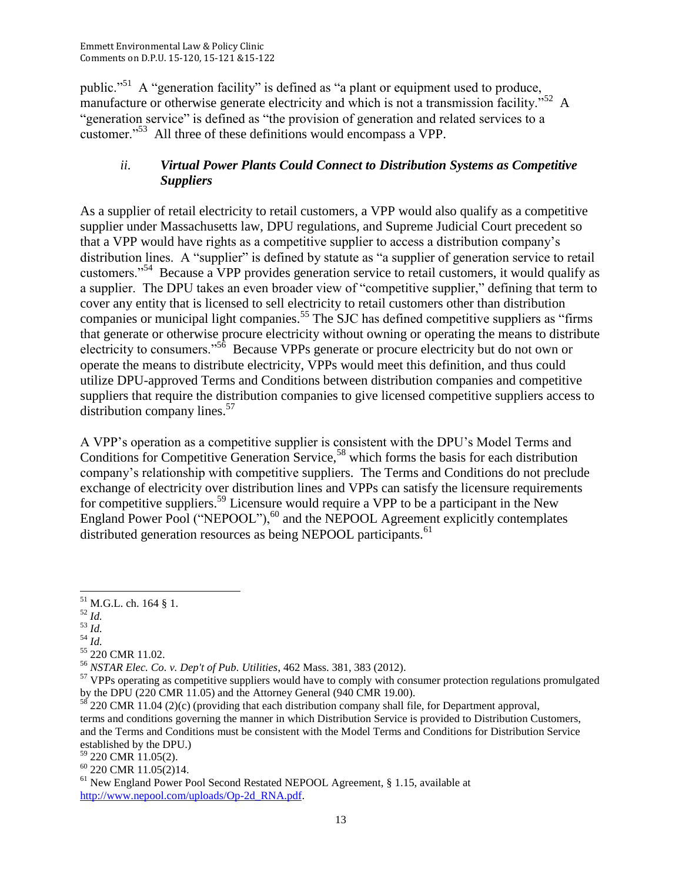public."[51] A "generation facility" is defined as "a plant or equipment used to produce, manufacture or otherwise generate electricity and which is not a transmission facility."[52] A "generation service" is defined as "the provision of generation and related services to a customer."[53] All three of these definitions would encompass a VPP.

### *ii. Virtual Power Plants Could Connect to Distribution Systems as Competitive Suppliers*

As a supplier of retail electricity to retail customers, a VPP would also qualify as a competitive supplier under Massachusetts law, DPU regulations, and Supreme Judicial Court precedent so that a VPP would have rights as a competitive supplier to access a distribution company's distribution lines. A "supplier" is defined by statute as "a supplier of generation service to retail customers."[54] Because a VPP provides generation service to retail customers, it would qualify as a supplier. The DPU takes an even broader view of "competitive supplier," defining that term to cover any entity that is licensed to sell electricity to retail customers other than distribution companies or municipal light companies.[55] The SJC has defined competitive suppliers as "firms that generate or otherwise procure electricity without owning or operating the means to distribute electricity to consumers."[56] Because VPPs generate or procure electricity but do not own or operate the means to distribute electricity, VPPs would meet this definition, and thus could utilize DPU-approved Terms and Conditions between distribution companies and competitive suppliers that require the distribution companies to give licensed competitive suppliers access to distribution company lines.[57]

A VPP's operation as a competitive supplier is consistent with the DPU's Model Terms and Conditions for Competitive Generation Service,[58] which forms the basis for each distribution company's relationship with competitive suppliers. The Terms and Conditions do not preclude exchange of electricity over distribution lines and VPPs can satisfy the licensure requirements for competitive suppliers.[59] Licensure would require a VPP to be a participant in the New England Power Pool ("NEPOOL"),[60] and the NEPOOL Agreement explicitly contemplates distributed generation resources as being NEPOOL participants.[61]

---

[51] M.G.L. ch. 164 § 1.

[52] *Id.*

[53] *Id.*

[54] *Id.*

[55] 220 CMR 11.02.

[56] *NSTAR Elec. Co. v. Dep't of Pub. Utilities*, 462 Mass. 381, 383 (2012).

[57] VPPs operating as competitive suppliers would have to comply with consumer protection regulations promulgated by the DPU (220 CMR 11.05) and the Attorney General (940 CMR 19.00).

[58] 220 CMR 11.04 (2)(c) (providing that each distribution company shall file, for Department approval, terms and conditions governing the manner in which Distribution Service is provided to Distribution Customers, and the Terms and Conditions must be consistent with the Model Terms and Conditions for Distribution Service established by the DPU.)

[59] 220 CMR 11.05(2).

[60] 220 CMR 11.05(2)14.

[61] New England Power Pool Second Restated NEPOOL Agreement, § 1.15, available at http://www.nepool.com/uploads/Op-2d_RNA.pdf.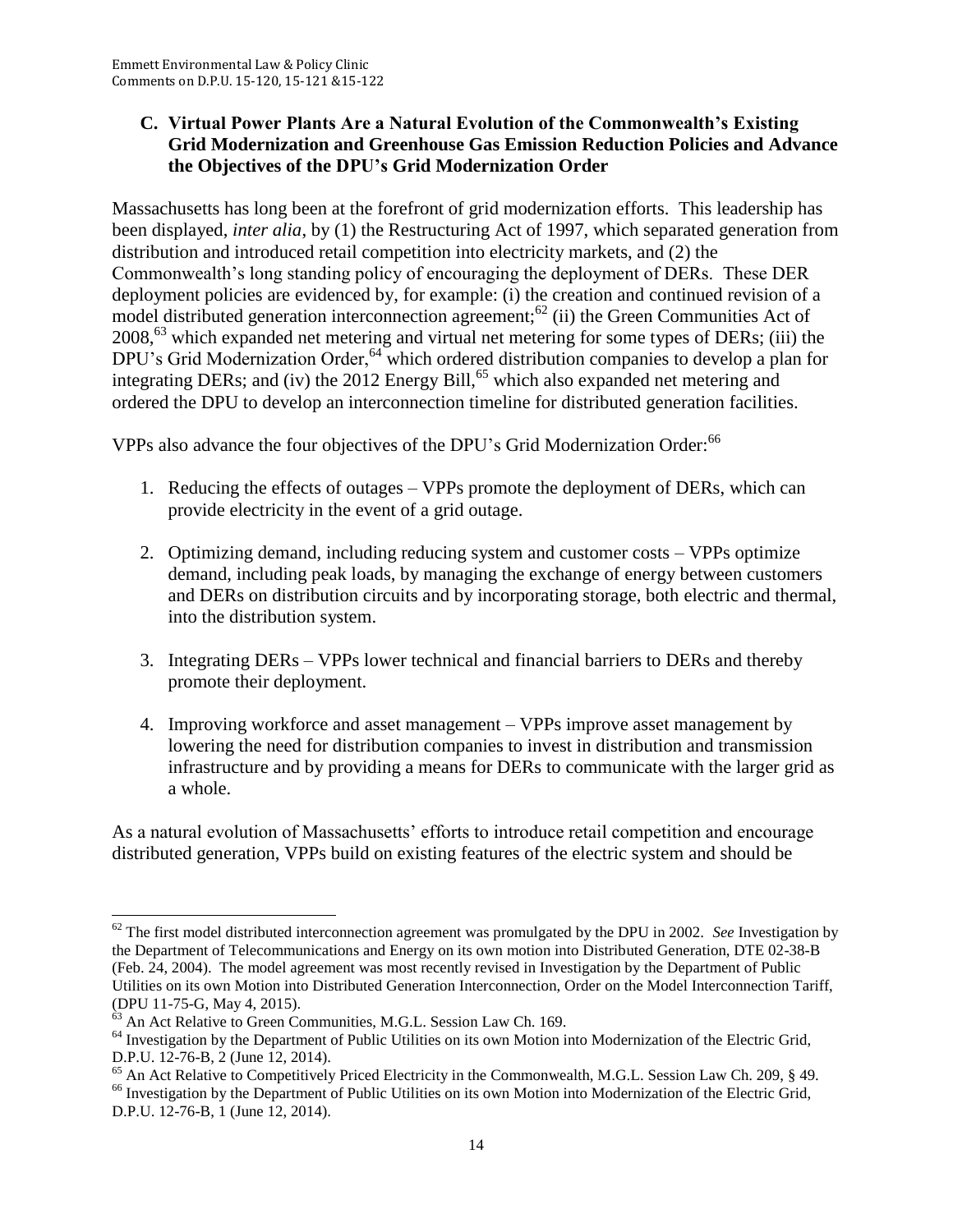### C. Virtual Power Plants Are a Natural Evolution of the Commonwealth's Existing Grid Modernization and Greenhouse Gas Emission Reduction Policies and Advance the Objectives of the DPU's Grid Modernization Order

Massachusetts has long been at the forefront of grid modernization efforts. This leadership has been displayed, *inter alia*, by (1) the Restructuring Act of 1997, which separated generation from distribution and introduced retail competition into electricity markets, and (2) the Commonwealth's long standing policy of encouraging the deployment of DERs. These DER deployment policies are evidenced by, for example: (i) the creation and continued revision of a model distributed generation interconnection agreement;[62] (ii) the Green Communities Act of 2008,[63] which expanded net metering and virtual net metering for some types of DERs; (iii) the DPU's Grid Modernization Order,[64] which ordered distribution companies to develop a plan for integrating DERs; and (iv) the 2012 Energy Bill,[65] which also expanded net metering and ordered the DPU to develop an interconnection timeline for distributed generation facilities.

VPPs also advance the four objectives of the DPU's Grid Modernization Order:[66]

1. Reducing the effects of outages – VPPs promote the deployment of DERs, which can provide electricity in the event of a grid outage.

2. Optimizing demand, including reducing system and customer costs – VPPs optimize demand, including peak loads, by managing the exchange of energy between customers and DERs on distribution circuits and by incorporating storage, both electric and thermal, into the distribution system.

3. Integrating DERs – VPPs lower technical and financial barriers to DERs and thereby promote their deployment.

4. Improving workforce and asset management – VPPs improve asset management by lowering the need for distribution companies to invest in distribution and transmission infrastructure and by providing a means for DERs to communicate with the larger grid as a whole.

As a natural evolution of Massachusetts' efforts to introduce retail competition and encourage distributed generation, VPPs build on existing features of the electric system and should be

---

[62] The first model distributed interconnection agreement was promulgated by the DPU in 2002. *See* Investigation by the Department of Telecommunications and Energy on its own motion into Distributed Generation, DTE 02-38-B (Feb. 24, 2004). The model agreement was most recently revised in Investigation by the Department of Public Utilities on its own Motion into Distributed Generation Interconnection, Order on the Model Interconnection Tariff, (DPU 11-75-G, May 4, 2015).

[63] An Act Relative to Green Communities, M.G.L. Session Law Ch. 169.

[64] Investigation by the Department of Public Utilities on its own Motion into Modernization of the Electric Grid, D.P.U. 12-76-B, 2 (June 12, 2014).

[65] An Act Relative to Competitively Priced Electricity in the Commonwealth, M.G.L. Session Law Ch. 209, § 49.

[66] Investigation by the Department of Public Utilities on its own Motion into Modernization of the Electric Grid, D.P.U. 12-76-B, 1 (June 12, 2014).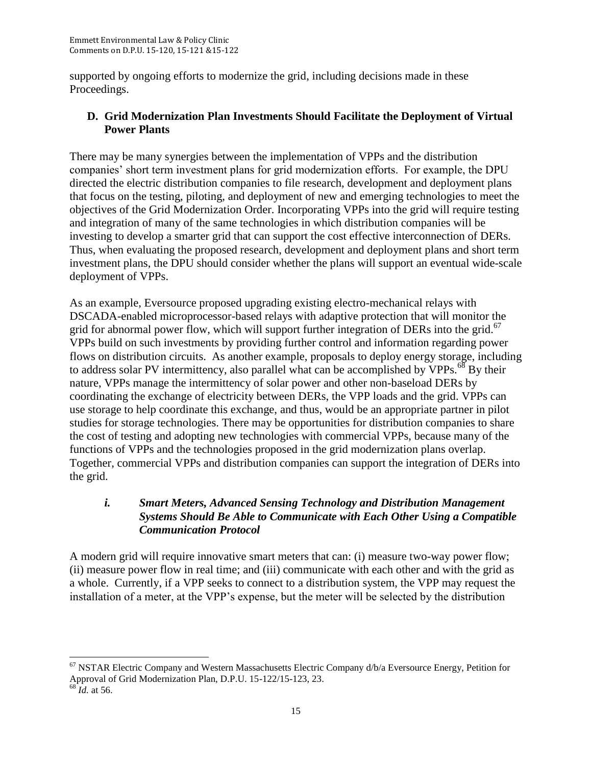supported by ongoing efforts to modernize the grid, including decisions made in these Proceedings.

### D. Grid Modernization Plan Investments Should Facilitate the Deployment of Virtual Power Plants

There may be many synergies between the implementation of VPPs and the distribution companies' short term investment plans for grid modernization efforts. For example, the DPU directed the electric distribution companies to file research, development and deployment plans that focus on the testing, piloting, and deployment of new and emerging technologies to meet the objectives of the Grid Modernization Order. Incorporating VPPs into the grid will require testing and integration of many of the same technologies in which distribution companies will be investing to develop a smarter grid that can support the cost effective interconnection of DERs. Thus, when evaluating the proposed research, development and deployment plans and short term investment plans, the DPU should consider whether the plans will support an eventual wide-scale deployment of VPPs.

As an example, Eversource proposed upgrading existing electro-mechanical relays with DSCADA-enabled microprocessor-based relays with adaptive protection that will monitor the grid for abnormal power flow, which will support further integration of DERs into the grid.[67] VPPs build on such investments by providing further control and information regarding power flows on distribution circuits. As another example, proposals to deploy energy storage, including to address solar PV intermittency, also parallel what can be accomplished by VPPs.[68] By their nature, VPPs manage the intermittency of solar power and other non-baseload DERs by coordinating the exchange of electricity between DERs, the VPP loads and the grid. VPPs can use storage to help coordinate this exchange, and thus, would be an appropriate partner in pilot studies for storage technologies. There may be opportunities for distribution companies to share the cost of testing and adopting new technologies with commercial VPPs, because many of the functions of VPPs and the technologies proposed in the grid modernization plans overlap. Together, commercial VPPs and distribution companies can support the integration of DERs into the grid.

#### *i. Smart Meters, Advanced Sensing Technology and Distribution Management Systems Should Be Able to Communicate with Each Other Using a Compatible Communication Protocol*

A modern grid will require innovative smart meters that can: (i) measure two-way power flow; (ii) measure power flow in real time; and (iii) communicate with each other and with the grid as a whole. Currently, if a VPP seeks to connect to a distribution system, the VPP may request the installation of a meter, at the VPP's expense, but the meter will be selected by the distribution

---

[67] NSTAR Electric Company and Western Massachusetts Electric Company d/b/a Eversource Energy, Petition for Approval of Grid Modernization Plan, D.P.U. 15-122/15-123, 23.

[68] *Id.* at 56.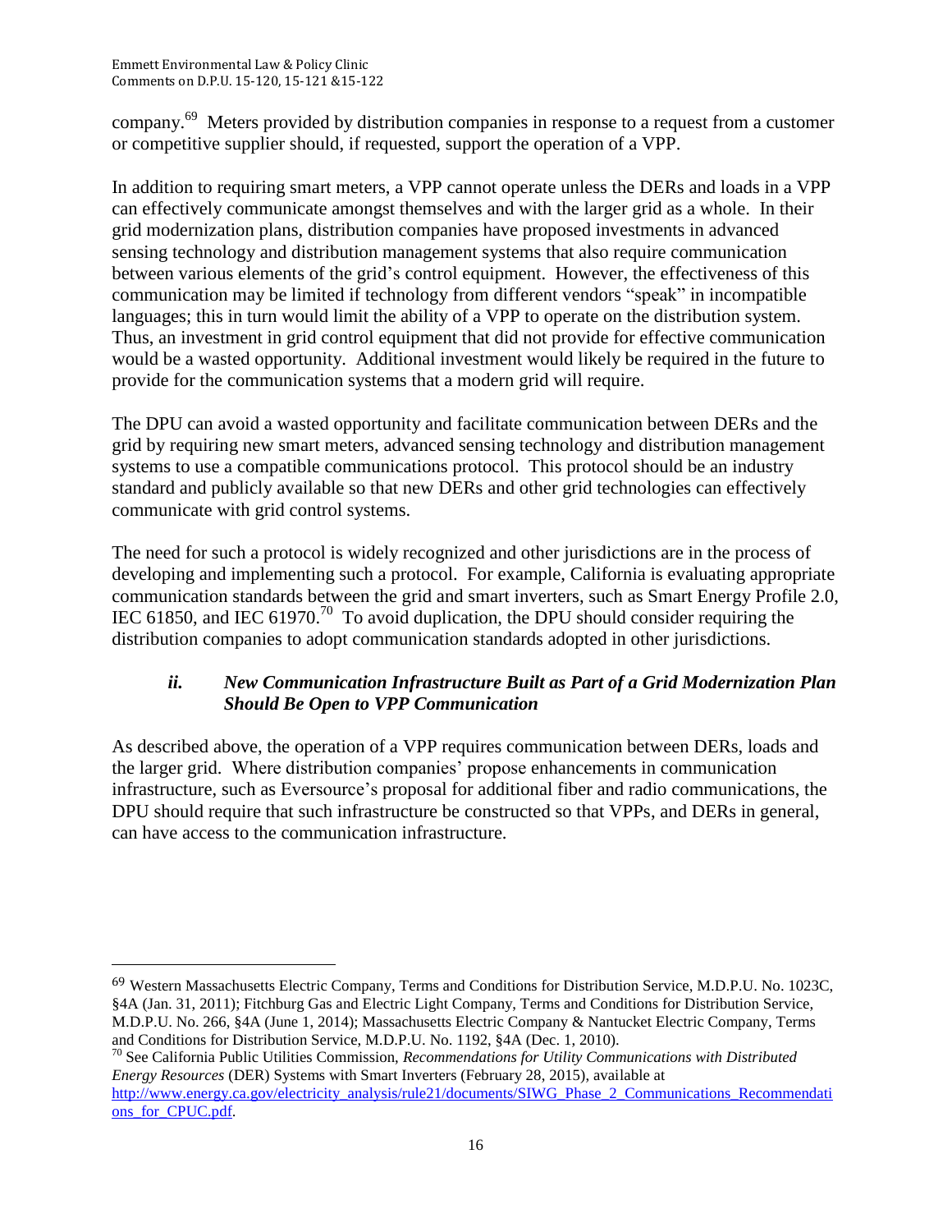company.[69] Meters provided by distribution companies in response to a request from a customer or competitive supplier should, if requested, support the operation of a VPP.

In addition to requiring smart meters, a VPP cannot operate unless the DERs and loads in a VPP can effectively communicate amongst themselves and with the larger grid as a whole. In their grid modernization plans, distribution companies have proposed investments in advanced sensing technology and distribution management systems that also require communication between various elements of the grid's control equipment. However, the effectiveness of this communication may be limited if technology from different vendors "speak" in incompatible languages; this in turn would limit the ability of a VPP to operate on the distribution system. Thus, an investment in grid control equipment that did not provide for effective communication would be a wasted opportunity. Additional investment would likely be required in the future to provide for the communication systems that a modern grid will require.

The DPU can avoid a wasted opportunity and facilitate communication between DERs and the grid by requiring new smart meters, advanced sensing technology and distribution management systems to use a compatible communications protocol. This protocol should be an industry standard and publicly available so that new DERs and other grid technologies can effectively communicate with grid control systems.

The need for such a protocol is widely recognized and other jurisdictions are in the process of developing and implementing such a protocol. For example, California is evaluating appropriate communication standards between the grid and smart inverters, such as Smart Energy Profile 2.0, IEC 61850, and IEC 61970.[70] To avoid duplication, the DPU should consider requiring the distribution companies to adopt communication standards adopted in other jurisdictions.

#### *ii. New Communication Infrastructure Built as Part of a Grid Modernization Plan Should Be Open to VPP Communication*

As described above, the operation of a VPP requires communication between DERs, loads and the larger grid. Where distribution companies' propose enhancements in communication infrastructure, such as Eversource's proposal for additional fiber and radio communications, the DPU should require that such infrastructure be constructed so that VPPs, and DERs in general, can have access to the communication infrastructure.

---

[69] Western Massachusetts Electric Company, Terms and Conditions for Distribution Service, M.D.P.U. No. 1023C, §4A (Jan. 31, 2011); Fitchburg Gas and Electric Light Company, Terms and Conditions for Distribution Service, M.D.P.U. No. 266, §4A (June 1, 2014); Massachusetts Electric Company & Nantucket Electric Company, Terms and Conditions for Distribution Service, M.D.P.U. No. 1192, §4A (Dec. 1, 2010).

[70] See California Public Utilities Commission, *Recommendations for Utility Communications with Distributed Energy Resources* (DER) Systems with Smart Inverters (February 28, 2015), available at http://www.energy.ca.gov/electricity_analysis/rule21/documents/SIWG_Phase_2_Communications_Recommendations_for_CPUC.pdf.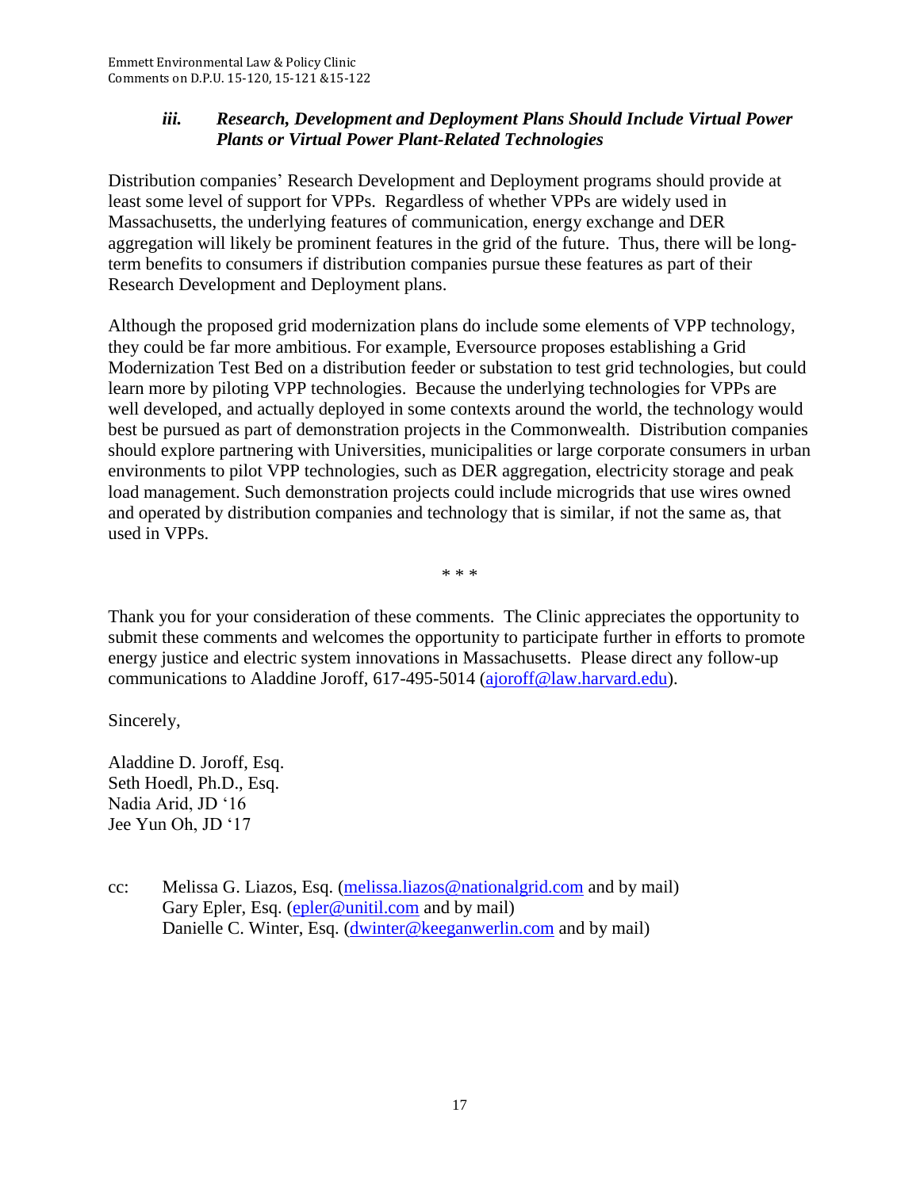### *iii. Research, Development and Deployment Plans Should Include Virtual Power Plants or Virtual Power Plant-Related Technologies*

Distribution companies' Research Development and Deployment programs should provide at least some level of support for VPPs. Regardless of whether VPPs are widely used in Massachusetts, the underlying features of communication, energy exchange and DER aggregation will likely be prominent features in the grid of the future. Thus, there will be long-term benefits to consumers if distribution companies pursue these features as part of their Research Development and Deployment plans.

Although the proposed grid modernization plans do include some elements of VPP technology, they could be far more ambitious. For example, Eversource proposes establishing a Grid Modernization Test Bed on a distribution feeder or substation to test grid technologies, but could learn more by piloting VPP technologies. Because the underlying technologies for VPPs are well developed, and actually deployed in some contexts around the world, the technology would best be pursued as part of demonstration projects in the Commonwealth. Distribution companies should explore partnering with Universities, municipalities or large corporate consumers in urban environments to pilot VPP technologies, such as DER aggregation, electricity storage and peak load management. Such demonstration projects could include microgrids that use wires owned and operated by distribution companies and technology that is similar, if not the same as, that used in VPPs.

\* \* \*

Thank you for your consideration of these comments. The Clinic appreciates the opportunity to submit these comments and welcomes the opportunity to participate further in efforts to promote energy justice and electric system innovations in Massachusetts. Please direct any follow-up communications to Aladdine Joroff, 617-495-5014 (ajoroff@law.harvard.edu).

Sincerely,

Aladdine D. Joroff, Esq.
Seth Hoedl, Ph.D., Esq.
Nadia Arid, JD '16
Jee Yun Oh, JD '17

cc: Melissa G. Liazos, Esq. (melissa.liazos@nationalgrid.com and by mail)
Gary Epler, Esq. (epler@unitil.com and by mail)
Danielle C. Winter, Esq. (dwinter@keeganwerlin.com and by mail)